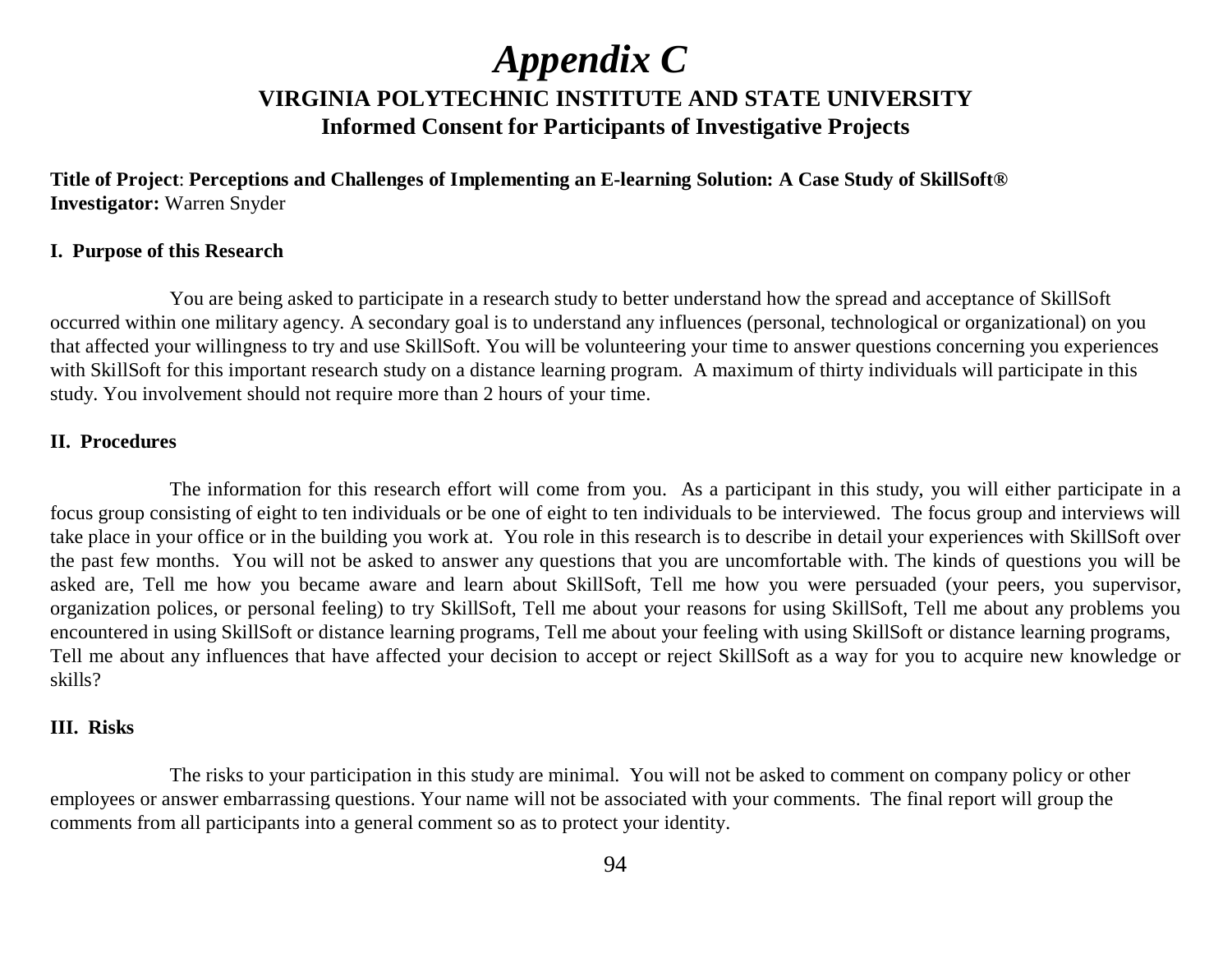# *Appendix C*

## VIRGINIA POLYTECHNIC INSTITUTE AND STATE UNIVERSITY
## Informed Consent for Participants of Investigative Projects

**Title of Project**: **Perceptions and Challenges of Implementing an E-learning Solution: A Case Study of SkillSoft®**
**Investigator:** Warren Snyder

### I. Purpose of this Research

You are being asked to participate in a research study to better understand how the spread and acceptance of SkillSoft occurred within one military agency. A secondary goal is to understand any influences (personal, technological or organizational) on you that affected your willingness to try and use SkillSoft. You will be volunteering your time to answer questions concerning you experiences with SkillSoft for this important research study on a distance learning program. A maximum of thirty individuals will participate in this study. You involvement should not require more than 2 hours of your time.

### II. Procedures

The information for this research effort will come from you. As a participant in this study, you will either participate in a focus group consisting of eight to ten individuals or be one of eight to ten individuals to be interviewed. The focus group and interviews will take place in your office or in the building you work at. You role in this research is to describe in detail your experiences with SkillSoft over the past few months. You will not be asked to answer any questions that you are uncomfortable with. The kinds of questions you will be asked are, Tell me how you became aware and learn about SkillSoft, Tell me how you were persuaded (your peers, you supervisor, organization polices, or personal feeling) to try SkillSoft, Tell me about your reasons for using SkillSoft, Tell me about any problems you encountered in using SkillSoft or distance learning programs, Tell me about your feeling with using SkillSoft or distance learning programs, Tell me about any influences that have affected your decision to accept or reject SkillSoft as a way for you to acquire new knowledge or skills?

### III. Risks

The risks to your participation in this study are minimal. You will not be asked to comment on company policy or other employees or answer embarrassing questions. Your name will not be associated with your comments. The final report will group the comments from all participants into a general comment so as to protect your identity.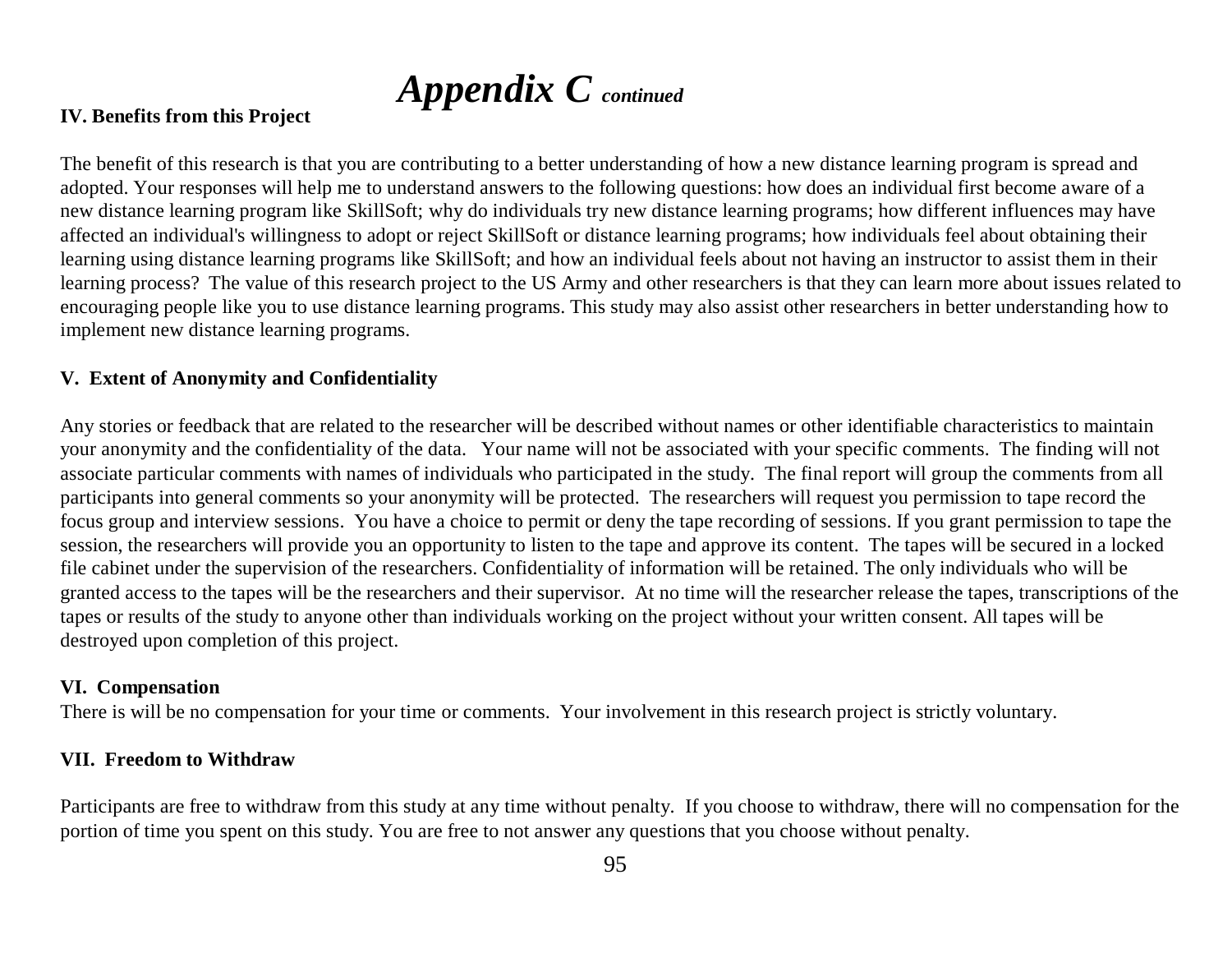# *Appendix C* *continued*

**IV. Benefits from this Project**

The benefit of this research is that you are contributing to a better understanding of how a new distance learning program is spread and adopted. Your responses will help me to understand answers to the following questions: how does an individual first become aware of a new distance learning program like SkillSoft; why do individuals try new distance learning programs; how different influences may have affected an individual's willingness to adopt or reject SkillSoft or distance learning programs; how individuals feel about obtaining their learning using distance learning programs like SkillSoft; and how an individual feels about not having an instructor to assist them in their learning process? The value of this research project to the US Army and other researchers is that they can learn more about issues related to encouraging people like you to use distance learning programs. This study may also assist other researchers in better understanding how to implement new distance learning programs.

**V. Extent of Anonymity and Confidentiality**

Any stories or feedback that are related to the researcher will be described without names or other identifiable characteristics to maintain your anonymity and the confidentiality of the data. Your name will not be associated with your specific comments. The finding will not associate particular comments with names of individuals who participated in the study. The final report will group the comments from all participants into general comments so your anonymity will be protected. The researchers will request you permission to tape record the focus group and interview sessions. You have a choice to permit or deny the tape recording of sessions. If you grant permission to tape the session, the researchers will provide you an opportunity to listen to the tape and approve its content. The tapes will be secured in a locked file cabinet under the supervision of the researchers. Confidentiality of information will be retained. The only individuals who will be granted access to the tapes will be the researchers and their supervisor. At no time will the researcher release the tapes, transcriptions of the tapes or results of the study to anyone other than individuals working on the project without your written consent. All tapes will be destroyed upon completion of this project.

**VI. Compensation**

There is will be no compensation for your time or comments. Your involvement in this research project is strictly voluntary.

**VII. Freedom to Withdraw**

Participants are free to withdraw from this study at any time without penalty. If you choose to withdraw, there will no compensation for the portion of time you spent on this study. You are free to not answer any questions that you choose without penalty.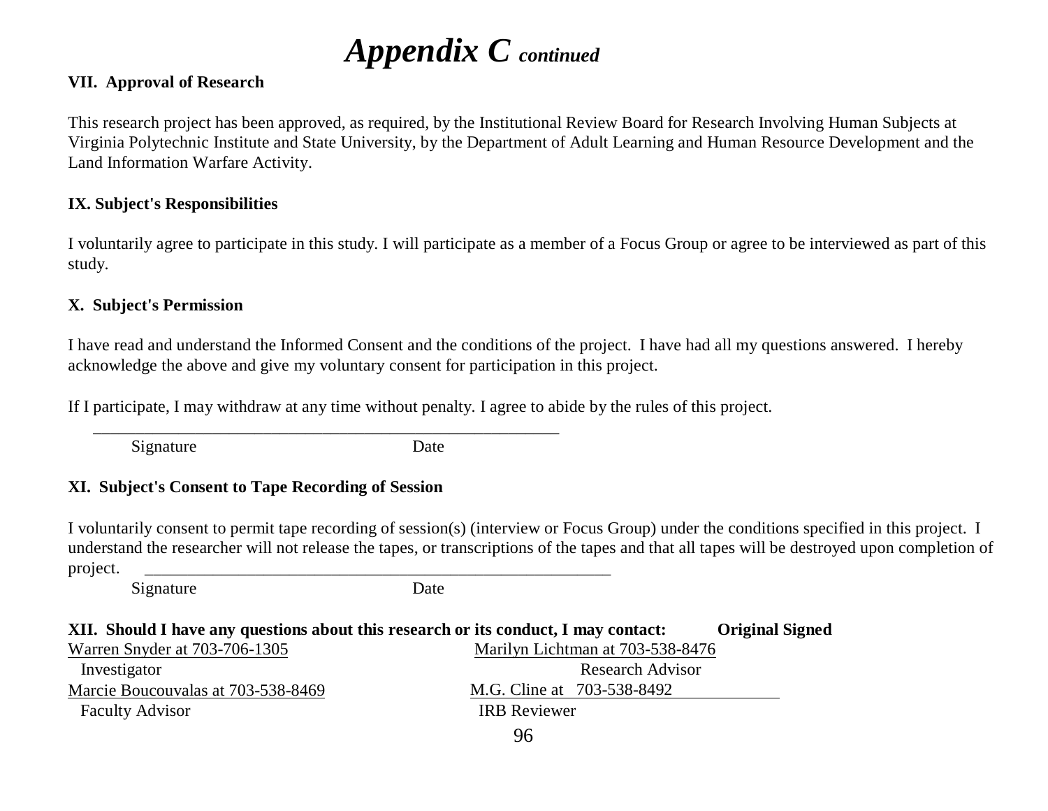# *Appendix C continued*

**VII. Approval of Research**

This research project has been approved, as required, by the Institutional Review Board for Research Involving Human Subjects at Virginia Polytechnic Institute and State University, by the Department of Adult Learning and Human Resource Development and the Land Information Warfare Activity.

**IX. Subject's Responsibilities**

I voluntarily agree to participate in this study. I will participate as a member of a Focus Group or agree to be interviewed as part of this study.

**X. Subject's Permission**

I have read and understand the Informed Consent and the conditions of the project. I have had all my questions answered. I hereby acknowledge the above and give my voluntary consent for participation in this project.

If I participate, I may withdraw at any time without penalty. I agree to abide by the rules of this project.

_________________________________________________________

Signature Date

**XI. Subject's Consent to Tape Recording of Session**

I voluntarily consent to permit tape recording of session(s) (interview or Focus Group) under the conditions specified in this project. I understand the researcher will not release the tapes, or transcriptions of the tapes and that all tapes will be destroyed upon completion of project. _________________________________________________________

Signature Date

**XII. Should I have any questions about this research or its conduct, I may contact: Original Signed**

Warren Snyder at 703-706-1305
Investigator

Marilyn Lichtman at 703-538-8476
Research Advisor

Marcie Boucouvalas at 703-538-8469
Faculty Advisor

M.G. Cline at 703-538-8492
IRB Reviewer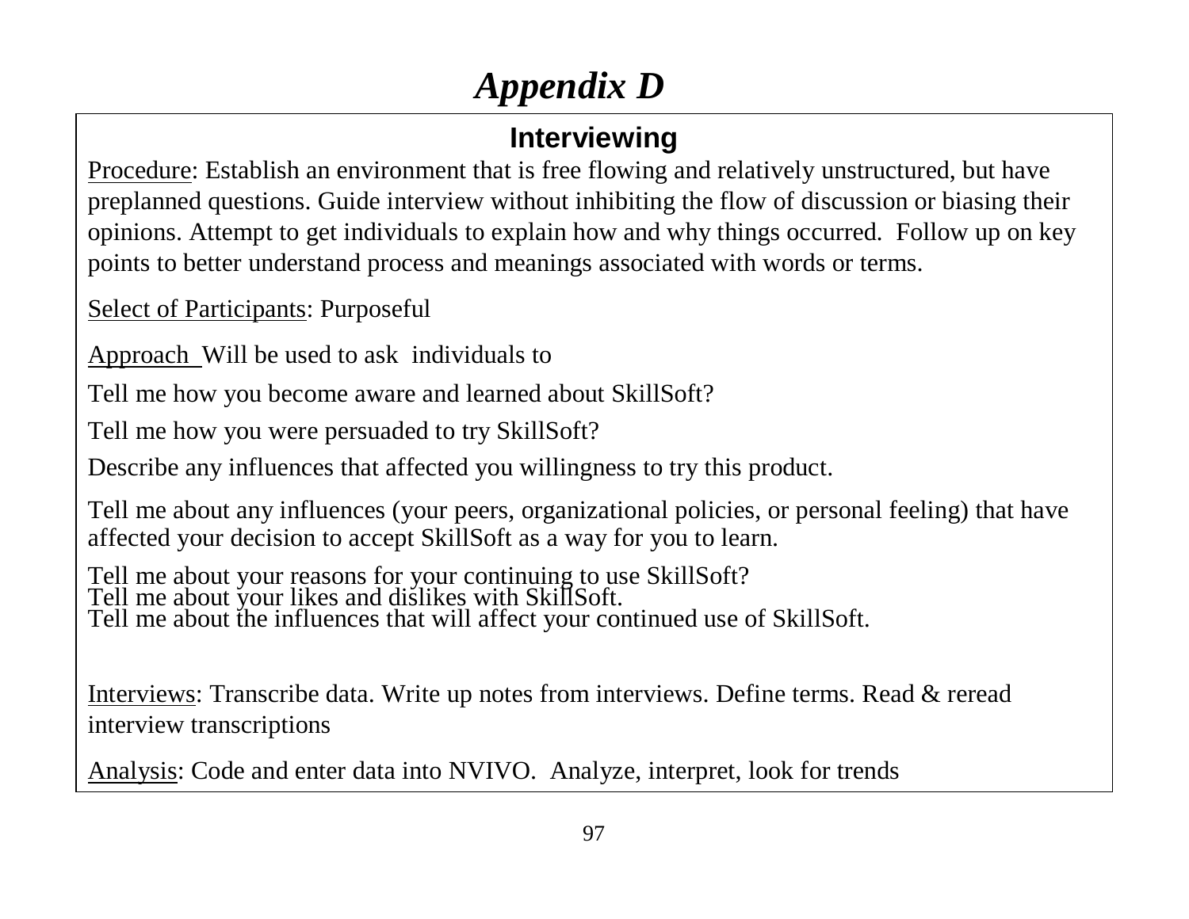# *Appendix D*

## **Interviewing**

Procedure: Establish an environment that is free flowing and relatively unstructured, but have preplanned questions. Guide interview without inhibiting the flow of discussion or biasing their opinions. Attempt to get individuals to explain how and why things occurred. Follow up on key points to better understand process and meanings associated with words or terms.

Select of Participants: Purposeful

Approach Will be used to ask individuals to

Tell me how you become aware and learned about SkillSoft?

Tell me how you were persuaded to try SkillSoft?

Describe any influences that affected you willingness to try this product.

Tell me about any influences (your peers, organizational policies, or personal feeling) that have affected your decision to accept SkillSoft as a way for you to learn.

Tell me about your reasons for your continuing to use SkillSoft?
Tell me about your likes and dislikes with SkillSoft.
Tell me about the influences that will affect your continued use of SkillSoft.

Interviews: Transcribe data. Write up notes from interviews. Define terms. Read & reread interview transcriptions

Analysis: Code and enter data into NVIVO. Analyze, interpret, look for trends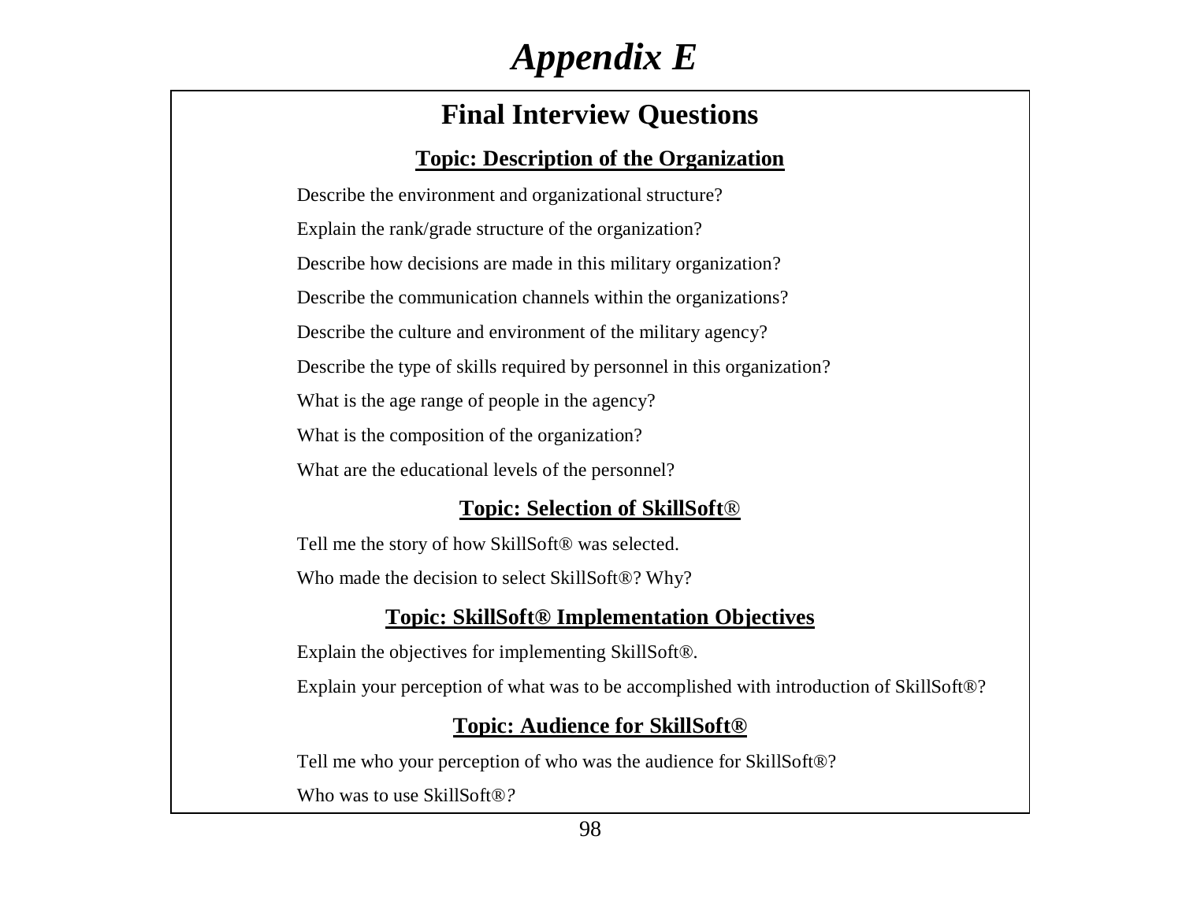# *Appendix E*

## Final Interview Questions

### Topic: Description of the Organization

Describe the environment and organizational structure?

Explain the rank/grade structure of the organization?

Describe how decisions are made in this military organization?

Describe the communication channels within the organizations?

Describe the culture and environment of the military agency?

Describe the type of skills required by personnel in this organization?

What is the age range of people in the agency?

What is the composition of the organization?

What are the educational levels of the personnel?

### Topic: Selection of SkillSoft®

Tell me the story of how SkillSoft® was selected.

Who made the decision to select SkillSoft®? Why?

### Topic: SkillSoft® Implementation Objectives

Explain the objectives for implementing SkillSoft®.

Explain your perception of what was to be accomplished with introduction of SkillSoft®?

### Topic: Audience for SkillSoft®

Tell me who your perception of who was the audience for SkillSoft®?

Who was to use SkillSoft®?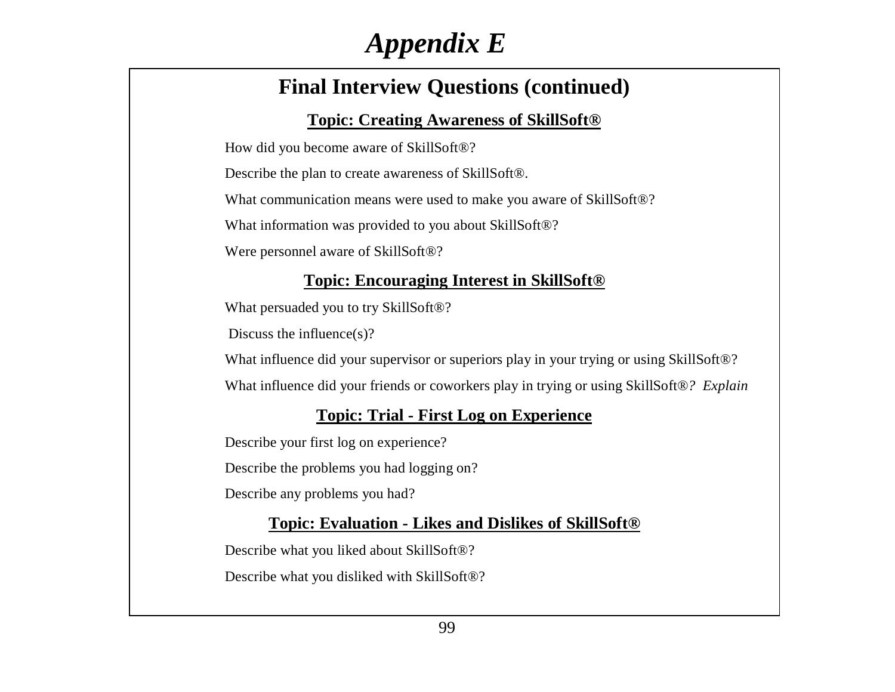# *Appendix E*

## Final Interview Questions (continued)

### Topic: Creating Awareness of SkillSoft®

How did you become aware of SkillSoft®?

Describe the plan to create awareness of SkillSoft®.

What communication means were used to make you aware of SkillSoft®?

What information was provided to you about SkillSoft®?

Were personnel aware of SkillSoft®?

### Topic: Encouraging Interest in SkillSoft®

What persuaded you to try SkillSoft®?

Discuss the influence(s)?

What influence did your supervisor or superiors play in your trying or using SkillSoft®?

What influence did your friends or coworkers play in trying or using SkillSoft®*? Explain*

### Topic: Trial - First Log on Experience

Describe your first log on experience?

Describe the problems you had logging on?

Describe any problems you had?

### Topic: Evaluation - Likes and Dislikes of SkillSoft®

Describe what you liked about SkillSoft®?

Describe what you disliked with SkillSoft®?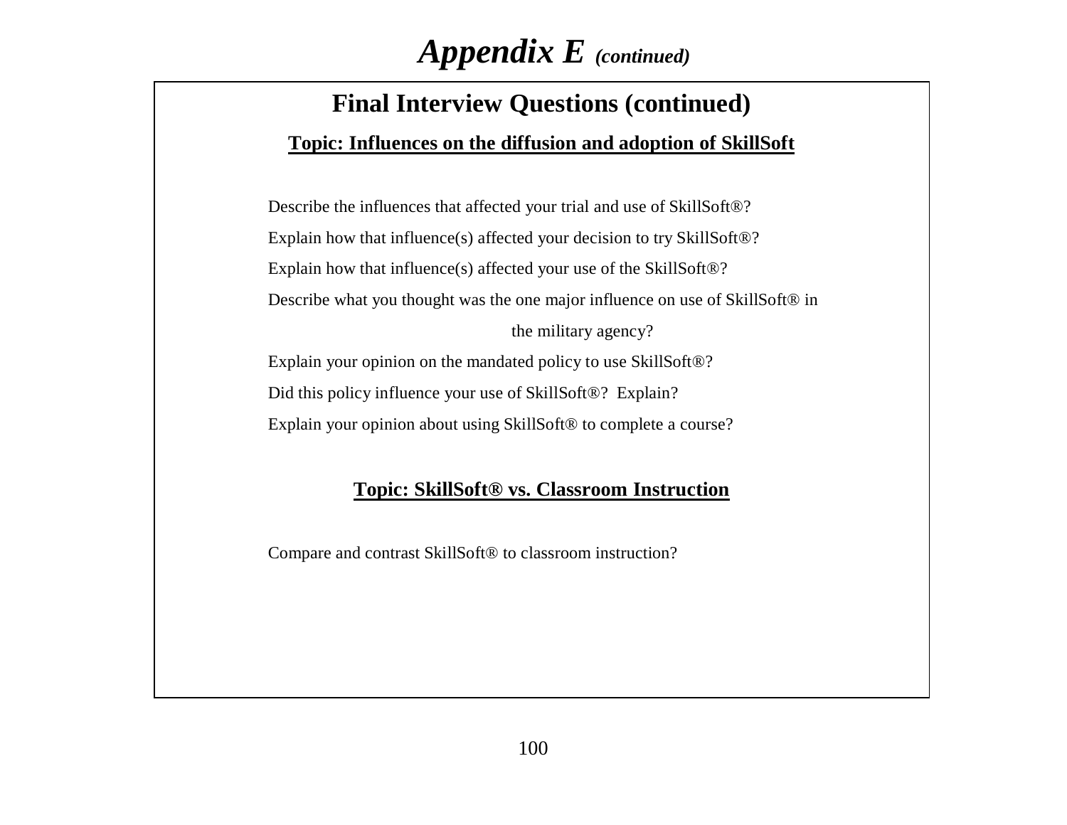# *Appendix E* ***(continued)***

## Final Interview Questions (continued)

**Topic: Influences on the diffusion and adoption of SkillSoft**

Describe the influences that affected your trial and use of SkillSoft®?

Explain how that influence(s) affected your decision to try SkillSoft®?

Explain how that influence(s) affected your use of the SkillSoft®?

Describe what you thought was the one major influence on use of SkillSoft® in the military agency?

Explain your opinion on the mandated policy to use SkillSoft®?

Did this policy influence your use of SkillSoft®? Explain?

Explain your opinion about using SkillSoft® to complete a course?

**Topic: SkillSoft® vs. Classroom Instruction**

Compare and contrast SkillSoft® to classroom instruction?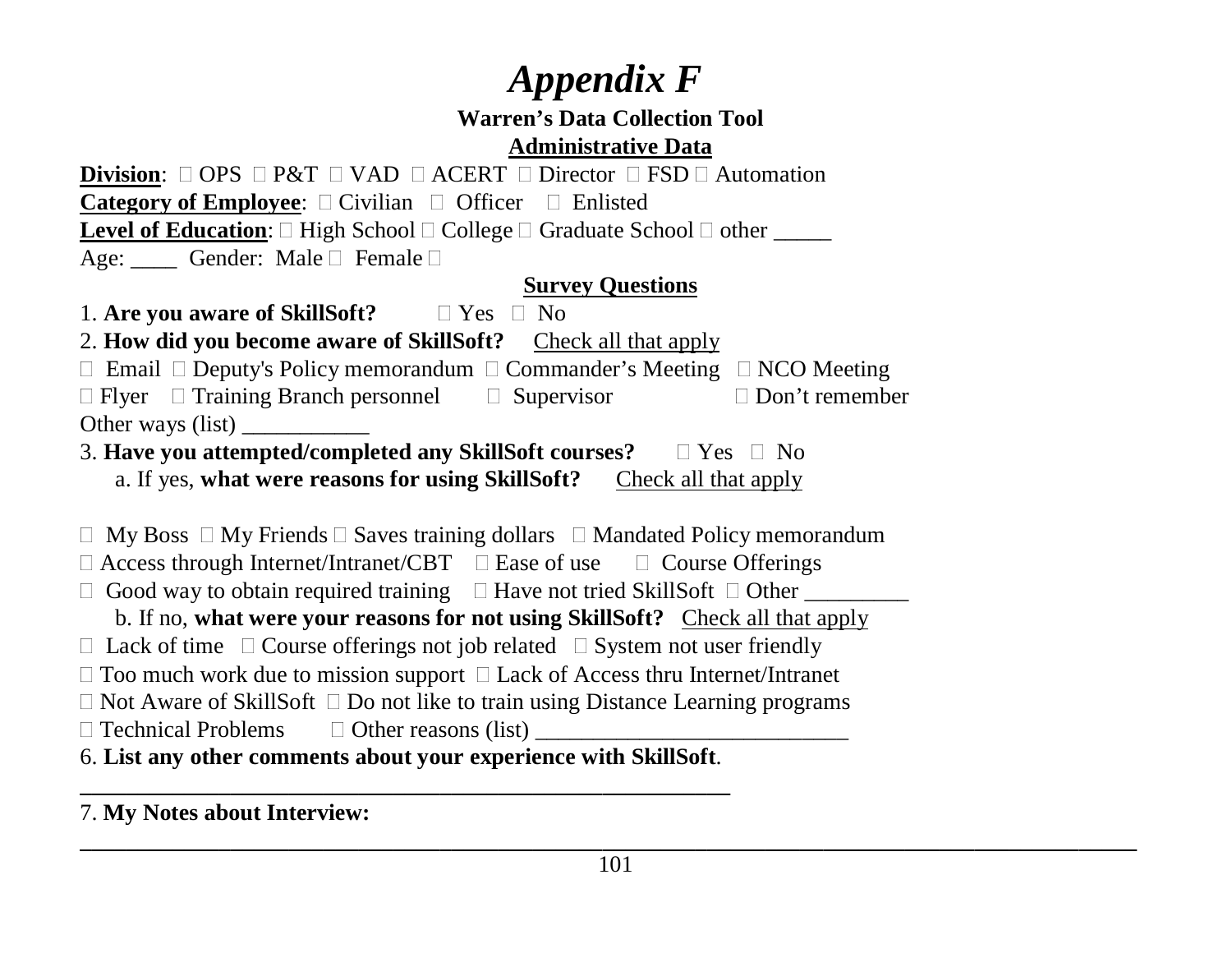# *Appendix F*

**Warren's Data Collection Tool**

**Administrative Data**

**Division**:  OPS  P&T  VAD  ACERT  Director  FSD  Automation

**Category of Employee**:  Civilian  Officer  Enlisted

**Level of Education**:  High School  College  Graduate School  other _____

Age: ____ Gender: Male  Female 

**Survey Questions**

1. **Are you aware of SkillSoft?**  Yes  No

2. **How did you become aware of SkillSoft?** Check all that apply

 Email  Deputy's Policy memorandum  Commander's Meeting  NCO Meeting
 Flyer  Training Branch personnel  Supervisor  Don't remember
Other ways (list) ___________

3. **Have you attempted/completed any SkillSoft courses?**  Yes  No

a. If yes, **what were reasons for using SkillSoft?** Check all that apply

 My Boss  My Friends  Saves training dollars  Mandated Policy memorandum
 Access through Internet/Intranet/CBT  Ease of use  Course Offerings
 Good way to obtain required training  Have not tried SkillSoft  Other _________

b. If no, **what were your reasons for not using SkillSoft?** Check all that apply

 Lack of time  Course offerings not job related  System not user friendly
 Too much work due to mission support  Lack of Access thru Internet/Intranet
 Not Aware of SkillSoft  Do not like to train using Distance Learning programs
 Technical Problems  Other reasons (list) ___________________________

6. **List any other comments about your experience with SkillSoft**.

________________________________________________________

7. **My Notes about Interview:**

________________________________________________________________________________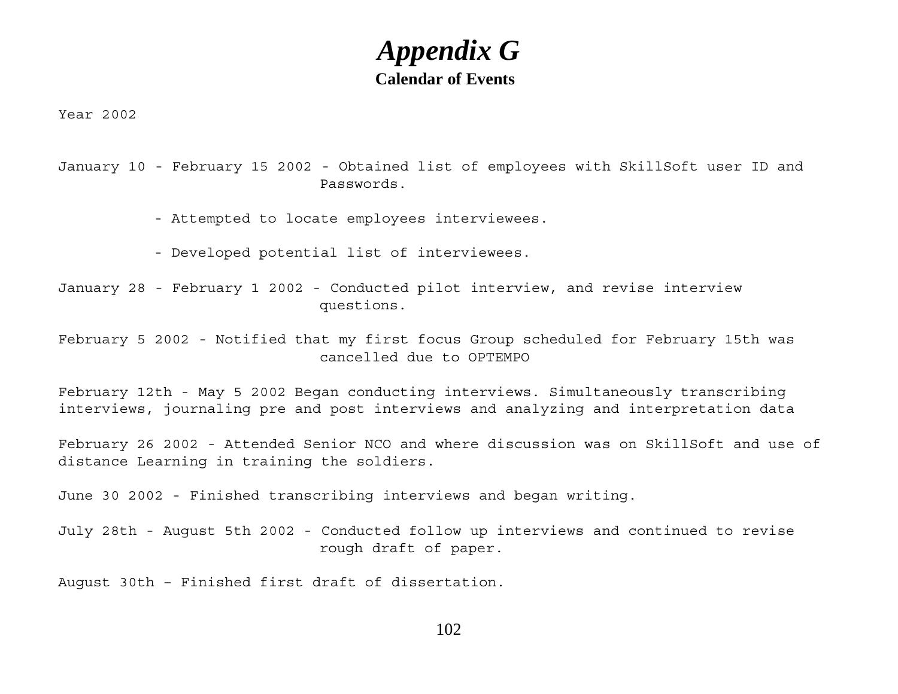# *Appendix G*

**Calendar of Events**

Year 2002

January 10 - February 15 2002 - Obtained list of employees with SkillSoft user ID and Passwords.

- Attempted to locate employees interviewees.

- Developed potential list of interviewees.

January 28 - February 1 2002 - Conducted pilot interview, and revise interview questions.

February 5 2002 - Notified that my first focus Group scheduled for February 15th was cancelled due to OPTEMPO

February 12th - May 5 2002 Began conducting interviews. Simultaneously transcribing interviews, journaling pre and post interviews and analyzing and interpretation data

February 26 2002 - Attended Senior NCO and where discussion was on SkillSoft and use of distance Learning in training the soldiers.

June 30 2002 - Finished transcribing interviews and began writing.

July 28th - August 5th 2002 - Conducted follow up interviews and continued to revise rough draft of paper.

August 30th – Finished first draft of dissertation.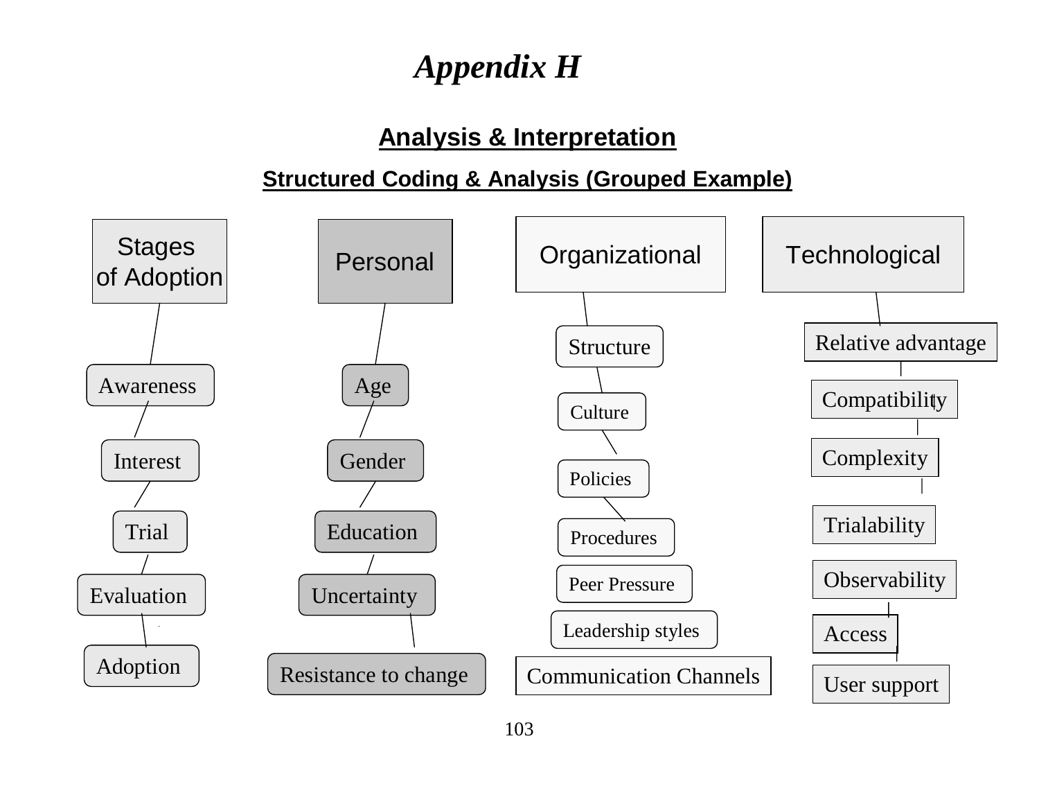# *Appendix H*

## Analysis & Interpretation

### Structured Coding & Analysis (Grouped Example)

**Stages of Adoption**
- Awareness
- Interest
- Trial
- Evaluation
- Adoption

**Personal**
- Age
- Gender
- Education
- Uncertainty
- Resistance to change

**Organizational**
- Structure
- Culture
- Policies
- Procedures
- Peer Pressure
- Leadership styles
- Communication Channels

**Technological**
- Relative advantage
- Compatibility
- Complexity
- Trialability
- Observability
- Access
- User support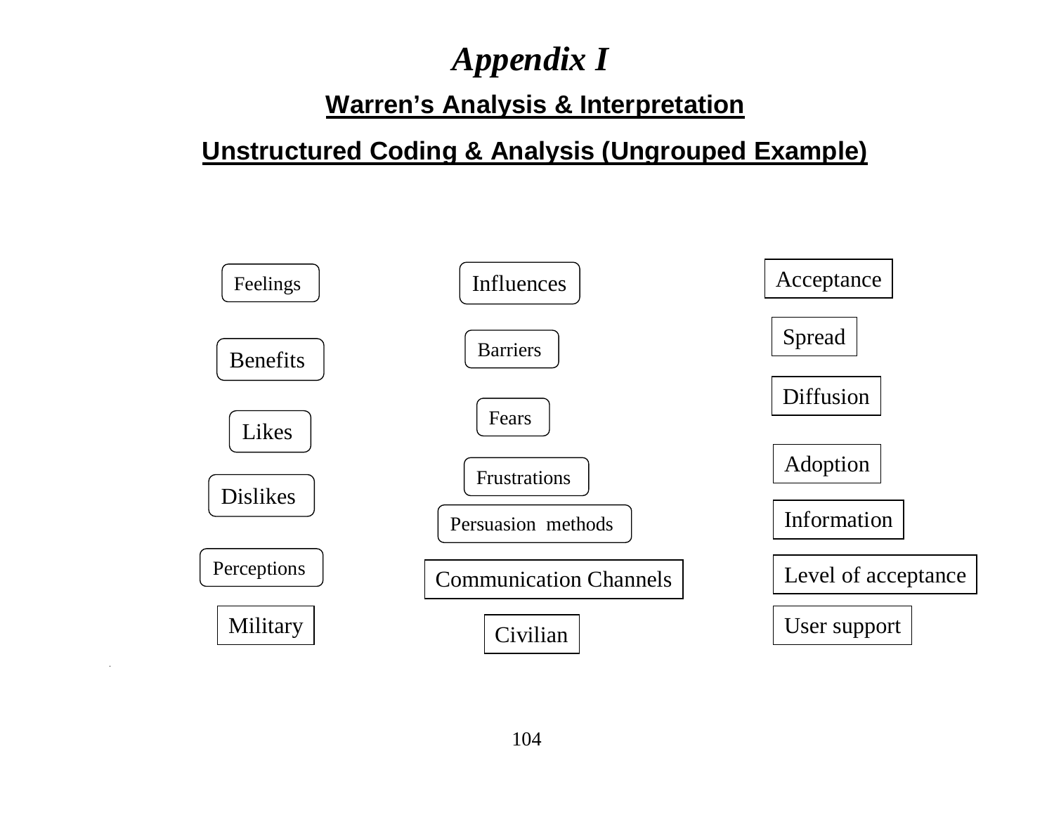# *Appendix I*

## Warren's Analysis & Interpretation

## Unstructured Coding & Analysis (Ungrouped Example)

Feelings

Benefits

Likes

Dislikes

Perceptions

Military

Influences

Barriers

Fears

Frustrations

Persuasion methods

Communication Channels

Civilian

Acceptance

Spread

Diffusion

Adoption

Information

Level of acceptance

User support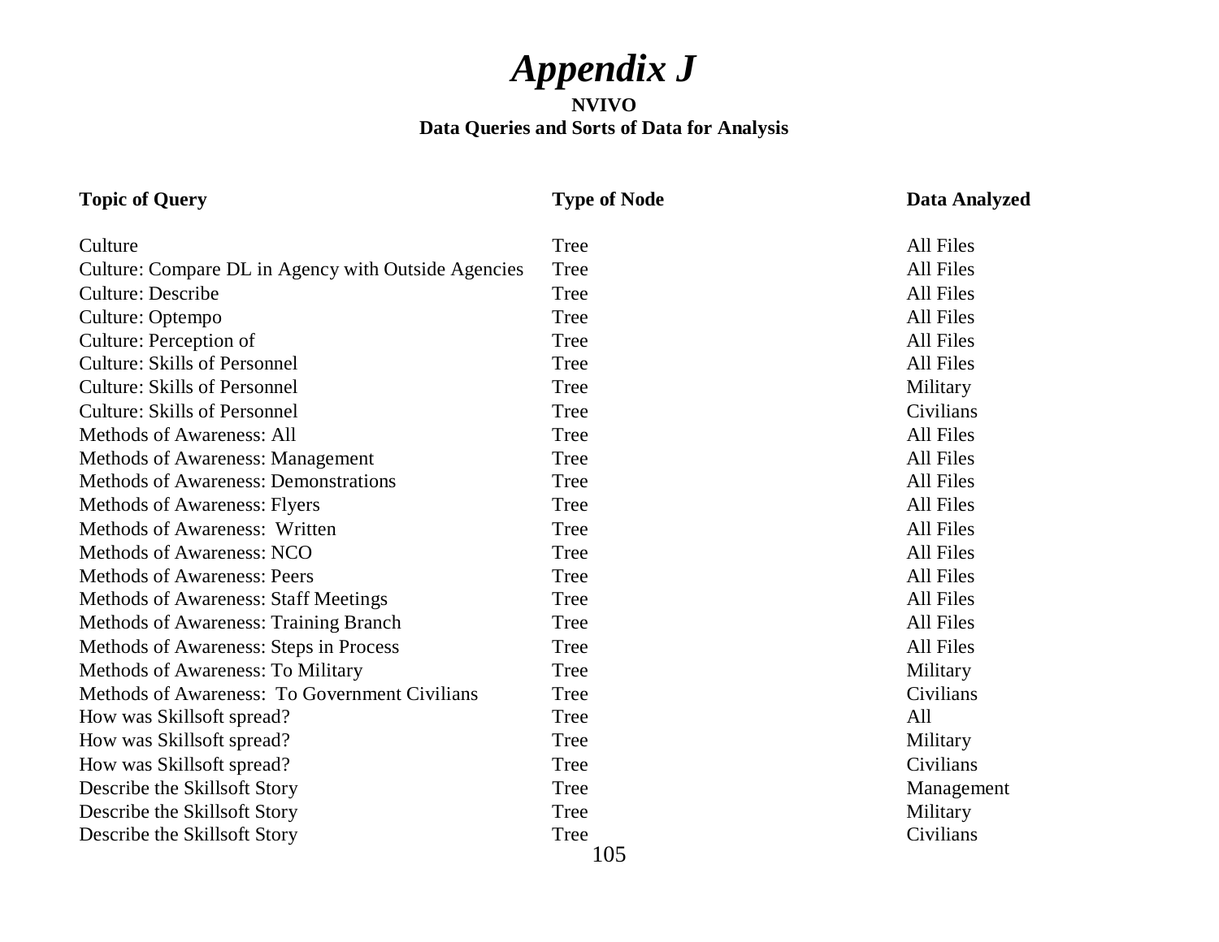# *Appendix J*

**NVIVO**

**Data Queries and Sorts of Data for Analysis**

| Topic of Query | Type of Node | Data Analyzed |
|---|---|---|
| Culture | Tree | All Files |
| Culture: Compare DL in Agency with Outside Agencies | Tree | All Files |
| Culture: Describe | Tree | All Files |
| Culture: Optempo | Tree | All Files |
| Culture: Perception of | Tree | All Files |
| Culture: Skills of Personnel | Tree | All Files |
| Culture: Skills of Personnel | Tree | Military |
| Culture: Skills of Personnel | Tree | Civilians |
| Methods of Awareness: All | Tree | All Files |
| Methods of Awareness: Management | Tree | All Files |
| Methods of Awareness: Demonstrations | Tree | All Files |
| Methods of Awareness: Flyers | Tree | All Files |
| Methods of Awareness: Written | Tree | All Files |
| Methods of Awareness: NCO | Tree | All Files |
| Methods of Awareness: Peers | Tree | All Files |
| Methods of Awareness: Staff Meetings | Tree | All Files |
| Methods of Awareness: Training Branch | Tree | All Files |
| Methods of Awareness: Steps in Process | Tree | All Files |
| Methods of Awareness: To Military | Tree | Military |
| Methods of Awareness: To Government Civilians | Tree | Civilians |
| How was Skillsoft spread? | Tree | All |
| How was Skillsoft spread? | Tree | Military |
| How was Skillsoft spread? | Tree | Civilians |
| Describe the Skillsoft Story | Tree | Management |
| Describe the Skillsoft Story | Tree | Military |
| Describe the Skillsoft Story | Tree | Civilians |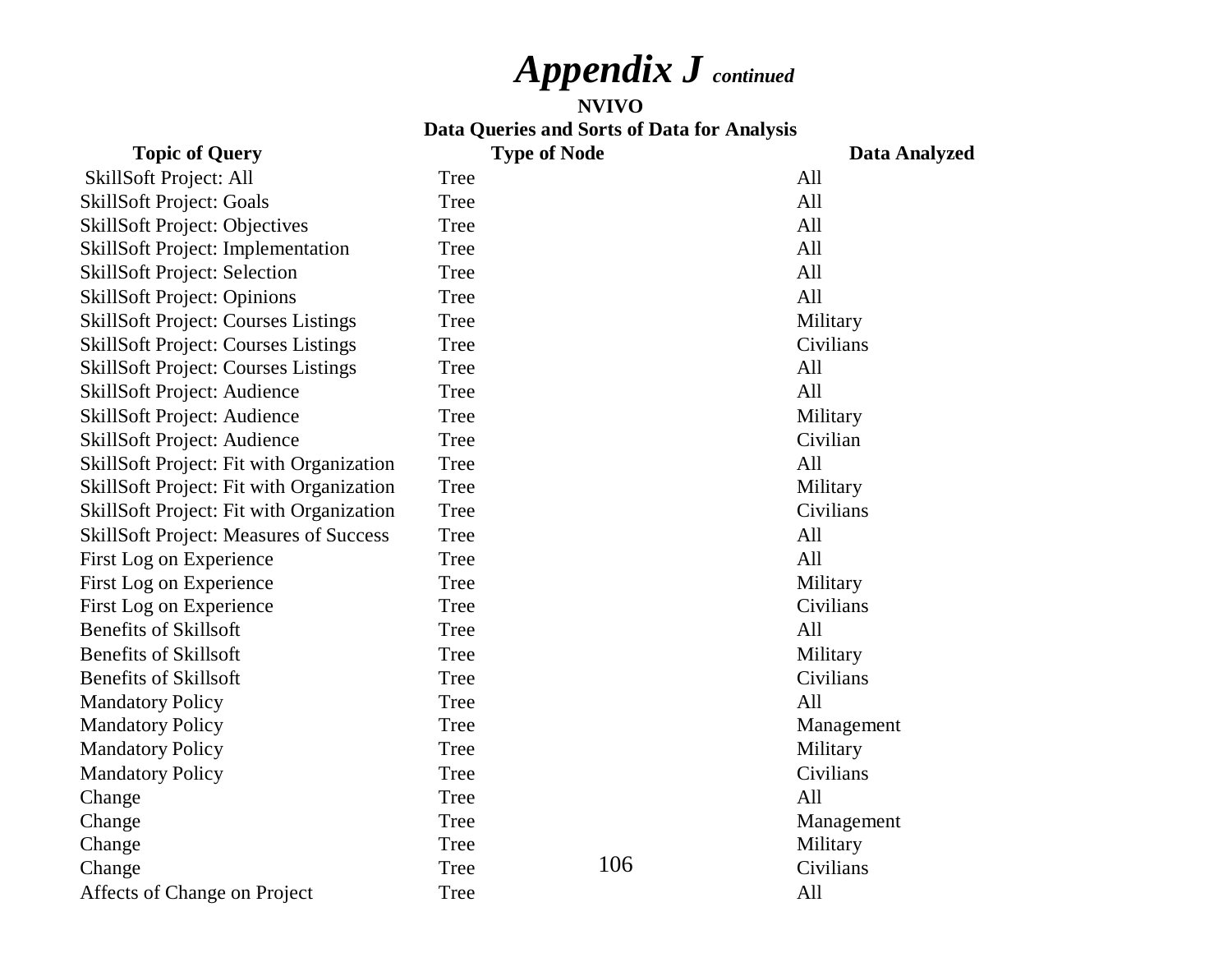# *Appendix J* ***continued***

**NVIVO**

**Data Queries and Sorts of Data for Analysis**

| Topic of Query | Type of Node | Data Analyzed |
|---|---|---|
| SkillSoft Project: All | Tree | All |
| SkillSoft Project: Goals | Tree | All |
| SkillSoft Project: Objectives | Tree | All |
| SkillSoft Project: Implementation | Tree | All |
| SkillSoft Project: Selection | Tree | All |
| SkillSoft Project: Opinions | Tree | All |
| SkillSoft Project: Courses Listings | Tree | Military |
| SkillSoft Project: Courses Listings | Tree | Civilians |
| SkillSoft Project: Courses Listings | Tree | All |
| SkillSoft Project: Audience | Tree | All |
| SkillSoft Project: Audience | Tree | Military |
| SkillSoft Project: Audience | Tree | Civilian |
| SkillSoft Project: Fit with Organization | Tree | All |
| SkillSoft Project: Fit with Organization | Tree | Military |
| SkillSoft Project: Fit with Organization | Tree | Civilians |
| SkillSoft Project: Measures of Success | Tree | All |
| First Log on Experience | Tree | All |
| First Log on Experience | Tree | Military |
| First Log on Experience | Tree | Civilians |
| Benefits of Skillsoft | Tree | All |
| Benefits of Skillsoft | Tree | Military |
| Benefits of Skillsoft | Tree | Civilians |
| Mandatory Policy | Tree | All |
| Mandatory Policy | Tree | Management |
| Mandatory Policy | Tree | Military |
| Mandatory Policy | Tree | Civilians |
| Change | Tree | All |
| Change | Tree | Management |
| Change | Tree | Military |
| Change | Tree | Civilians |
| Affects of Change on Project | Tree | All |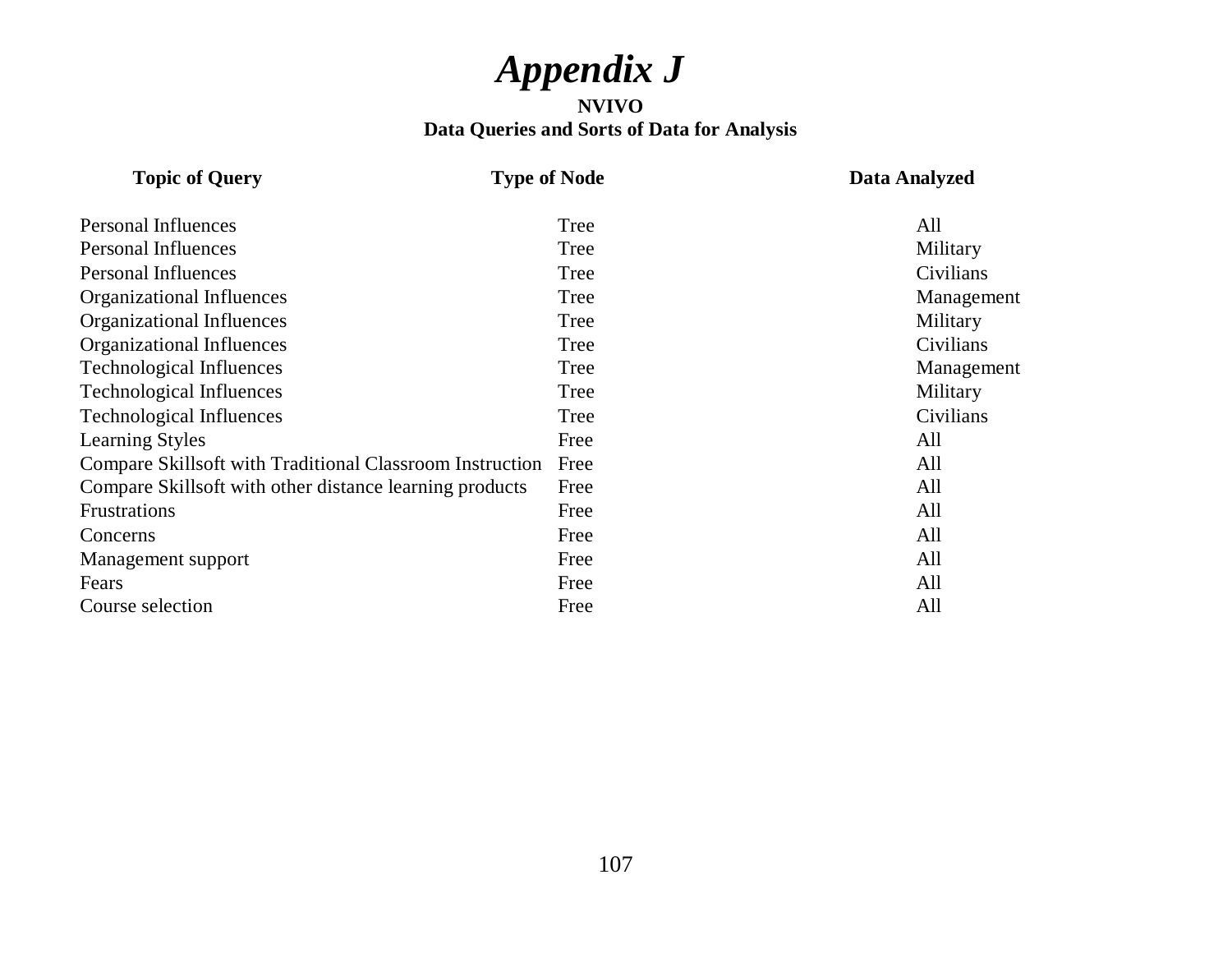# *Appendix J*

**NVIVO**

**Data Queries and Sorts of Data for Analysis**

| Topic of Query | Type of Node | Data Analyzed |
|---|---|---|
| Personal Influences | Tree | All |
| Personal Influences | Tree | Military |
| Personal Influences | Tree | Civilians |
| Organizational Influences | Tree | Management |
| Organizational Influences | Tree | Military |
| Organizational Influences | Tree | Civilians |
| Technological Influences | Tree | Management |
| Technological Influences | Tree | Military |
| Technological Influences | Tree | Civilians |
| Learning Styles | Free | All |
| Compare Skillsoft with Traditional Classroom Instruction | Free | All |
| Compare Skillsoft with other distance learning products | Free | All |
| Frustrations | Free | All |
| Concerns | Free | All |
| Management support | Free | All |
| Fears | Free | All |
| Course selection | Free | All |